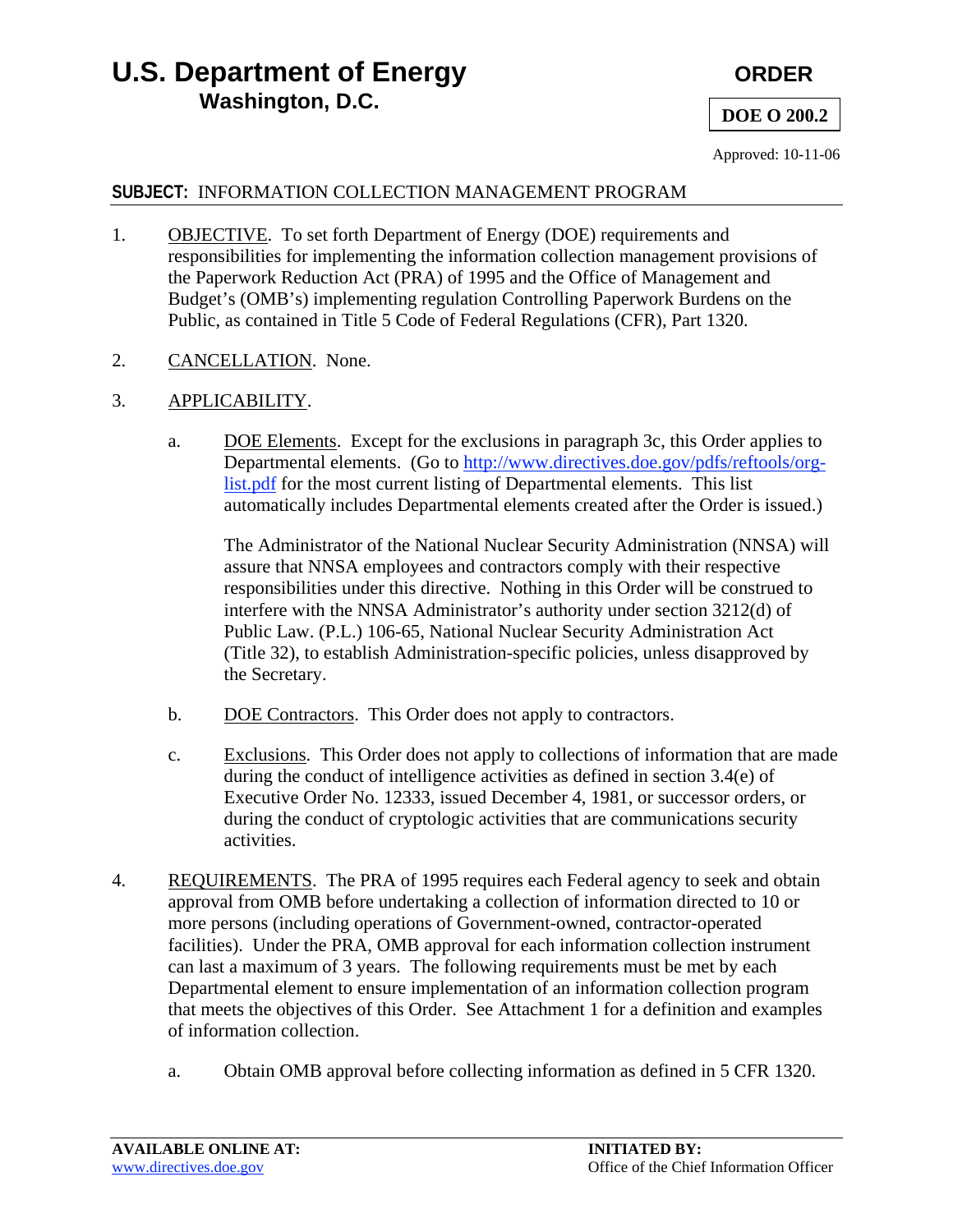# U.S. Department of Energy
## Washington, D.C.

**ORDER**

**DOE O 200.2**

Approved: 10-11-06

**SUBJECT:** INFORMATION COLLECTION MANAGEMENT PROGRAM

1. OBJECTIVE. To set forth Department of Energy (DOE) requirements and responsibilities for implementing the information collection management provisions of the Paperwork Reduction Act (PRA) of 1995 and the Office of Management and Budget's (OMB's) implementing regulation Controlling Paperwork Burdens on the Public, as contained in Title 5 Code of Federal Regulations (CFR), Part 1320.

2. CANCELLATION. None.

3. APPLICABILITY.

   a. DOE Elements. Except for the exclusions in paragraph 3c, this Order applies to Departmental elements. (Go to http://www.directives.doe.gov/pdfs/reftools/org-list.pdf for the most current listing of Departmental elements. This list automatically includes Departmental elements created after the Order is issued.)

      The Administrator of the National Nuclear Security Administration (NNSA) will assure that NNSA employees and contractors comply with their respective responsibilities under this directive. Nothing in this Order will be construed to interfere with the NNSA Administrator's authority under section 3212(d) of Public Law. (P.L.) 106-65, National Nuclear Security Administration Act (Title 32), to establish Administration-specific policies, unless disapproved by the Secretary.

   b. DOE Contractors. This Order does not apply to contractors.

   c. Exclusions. This Order does not apply to collections of information that are made during the conduct of intelligence activities as defined in section 3.4(e) of Executive Order No. 12333, issued December 4, 1981, or successor orders, or during the conduct of cryptologic activities that are communications security activities.

4. REQUIREMENTS. The PRA of 1995 requires each Federal agency to seek and obtain approval from OMB before undertaking a collection of information directed to 10 or more persons (including operations of Government-owned, contractor-operated facilities). Under the PRA, OMB approval for each information collection instrument can last a maximum of 3 years. The following requirements must be met by each Departmental element to ensure implementation of an information collection program that meets the objectives of this Order. See Attachment 1 for a definition and examples of information collection.

   a. Obtain OMB approval before collecting information as defined in 5 CFR 1320.

**AVAILABLE ONLINE AT:**
www.directives.doe.gov

**INITIATED BY:**
Office of the Chief Information Officer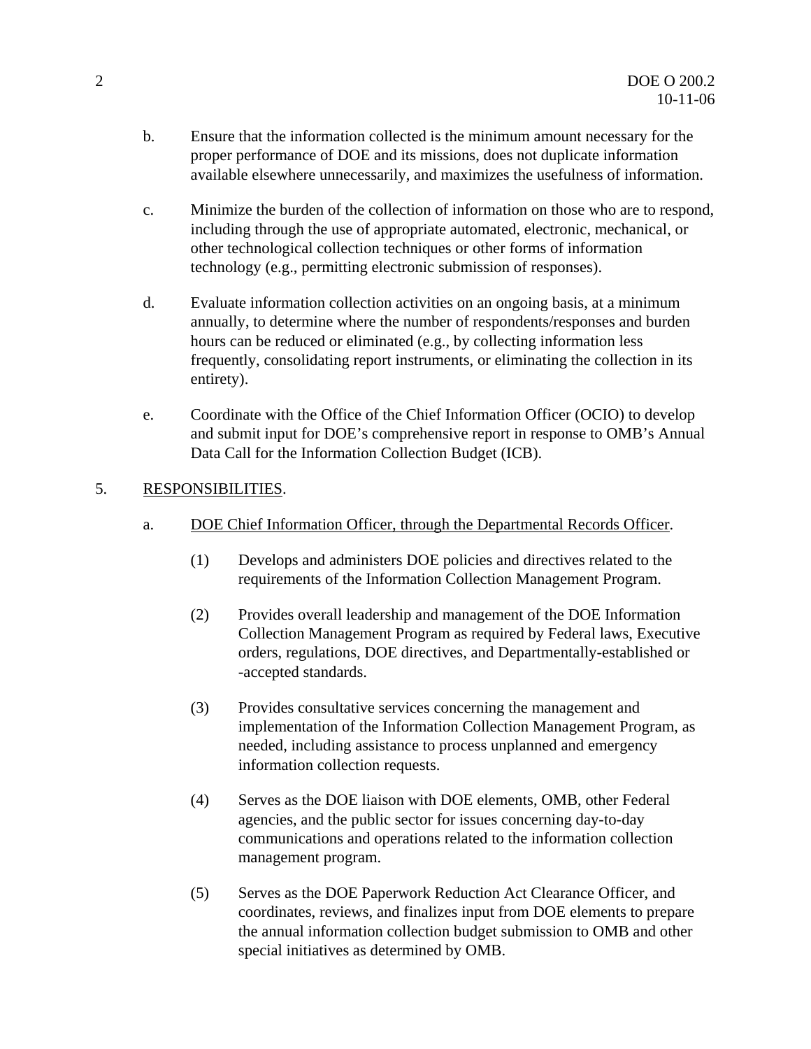b. Ensure that the information collected is the minimum amount necessary for the proper performance of DOE and its missions, does not duplicate information available elsewhere unnecessarily, and maximizes the usefulness of information.

c. Minimize the burden of the collection of information on those who are to respond, including through the use of appropriate automated, electronic, mechanical, or other technological collection techniques or other forms of information technology (e.g., permitting electronic submission of responses).

d. Evaluate information collection activities on an ongoing basis, at a minimum annually, to determine where the number of respondents/responses and burden hours can be reduced or eliminated (e.g., by collecting information less frequently, consolidating report instruments, or eliminating the collection in its entirety).

e. Coordinate with the Office of the Chief Information Officer (OCIO) to develop and submit input for DOE's comprehensive report in response to OMB's Annual Data Call for the Information Collection Budget (ICB).

5. RESPONSIBILITIES.

a. DOE Chief Information Officer, through the Departmental Records Officer.

(1) Develops and administers DOE policies and directives related to the requirements of the Information Collection Management Program.

(2) Provides overall leadership and management of the DOE Information Collection Management Program as required by Federal laws, Executive orders, regulations, DOE directives, and Departmentally-established or -accepted standards.

(3) Provides consultative services concerning the management and implementation of the Information Collection Management Program, as needed, including assistance to process unplanned and emergency information collection requests.

(4) Serves as the DOE liaison with DOE elements, OMB, other Federal agencies, and the public sector for issues concerning day-to-day communications and operations related to the information collection management program.

(5) Serves as the DOE Paperwork Reduction Act Clearance Officer, and coordinates, reviews, and finalizes input from DOE elements to prepare the annual information collection budget submission to OMB and other special initiatives as determined by OMB.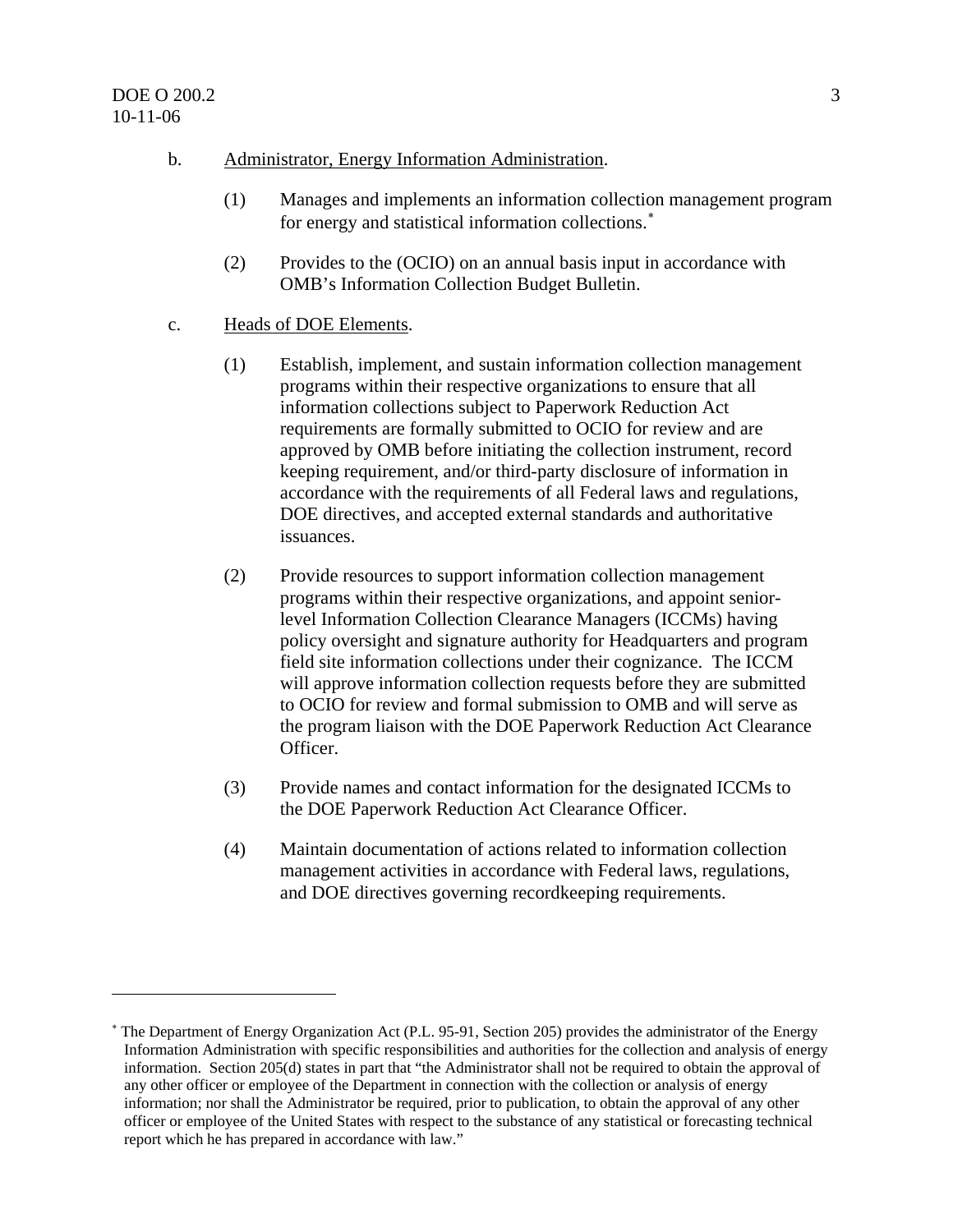b. Administrator, Energy Information Administration.

(1) Manages and implements an information collection management program for energy and statistical information collections.[*]

(2) Provides to the (OCIO) on an annual basis input in accordance with OMB's Information Collection Budget Bulletin.

c. Heads of DOE Elements.

(1) Establish, implement, and sustain information collection management programs within their respective organizations to ensure that all information collections subject to Paperwork Reduction Act requirements are formally submitted to OCIO for review and are approved by OMB before initiating the collection instrument, record keeping requirement, and/or third-party disclosure of information in accordance with the requirements of all Federal laws and regulations, DOE directives, and accepted external standards and authoritative issuances.

(2) Provide resources to support information collection management programs within their respective organizations, and appoint senior-level Information Collection Clearance Managers (ICCMs) having policy oversight and signature authority for Headquarters and program field site information collections under their cognizance. The ICCM will approve information collection requests before they are submitted to OCIO for review and formal submission to OMB and will serve as the program liaison with the DOE Paperwork Reduction Act Clearance Officer.

(3) Provide names and contact information for the designated ICCMs to the DOE Paperwork Reduction Act Clearance Officer.

(4) Maintain documentation of actions related to information collection management activities in accordance with Federal laws, regulations, and DOE directives governing recordkeeping requirements.

---

[*] The Department of Energy Organization Act (P.L. 95-91, Section 205) provides the administrator of the Energy Information Administration with specific responsibilities and authorities for the collection and analysis of energy information. Section 205(d) states in part that "the Administrator shall not be required to obtain the approval of any other officer or employee of the Department in connection with the collection or analysis of energy information; nor shall the Administrator be required, prior to publication, to obtain the approval of any other officer or employee of the United States with respect to the substance of any statistical or forecasting technical report which he has prepared in accordance with law."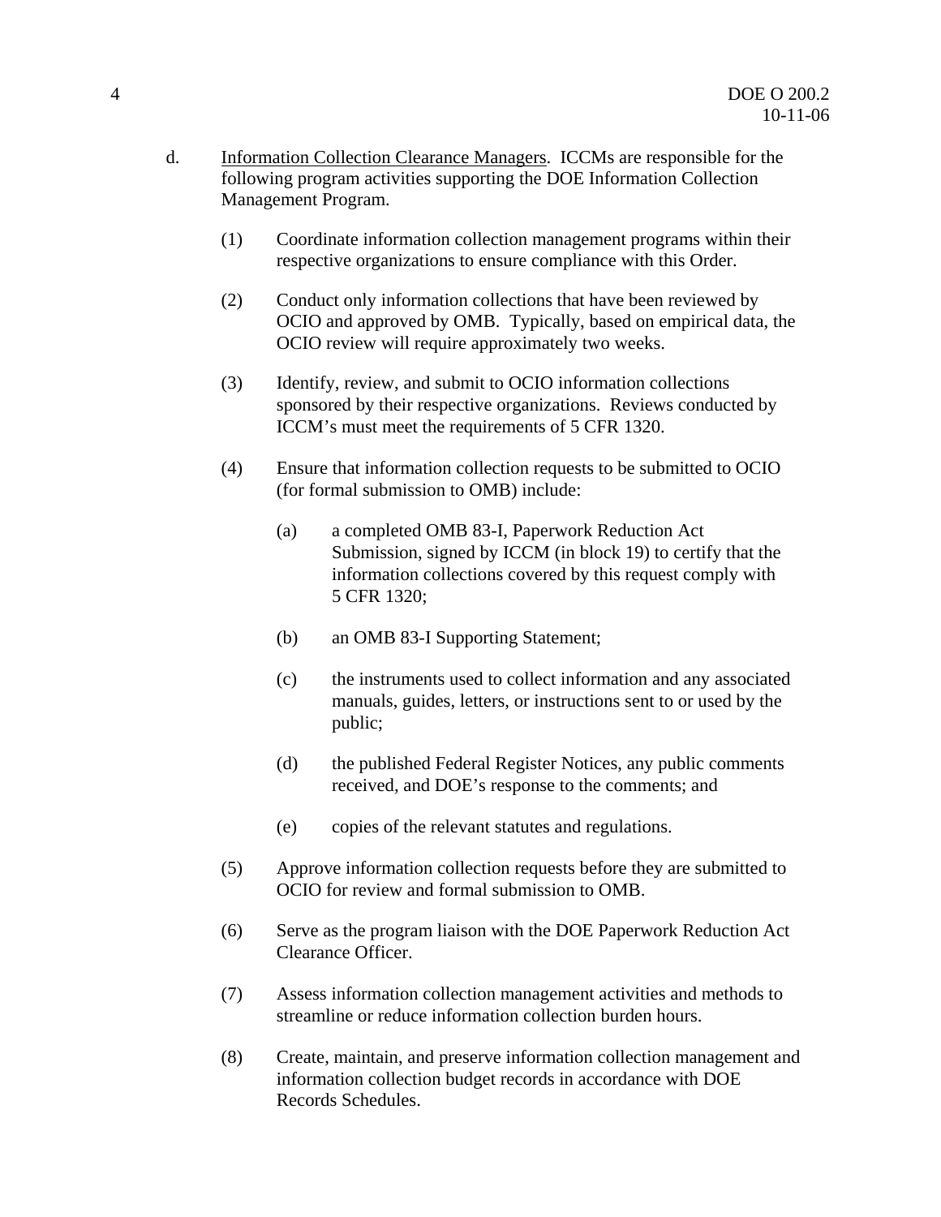d. Information Collection Clearance Managers. ICCMs are responsible for the following program activities supporting the DOE Information Collection Management Program.

(1) Coordinate information collection management programs within their respective organizations to ensure compliance with this Order.

(2) Conduct only information collections that have been reviewed by OCIO and approved by OMB. Typically, based on empirical data, the OCIO review will require approximately two weeks.

(3) Identify, review, and submit to OCIO information collections sponsored by their respective organizations. Reviews conducted by ICCM's must meet the requirements of 5 CFR 1320.

(4) Ensure that information collection requests to be submitted to OCIO (for formal submission to OMB) include:

(a) a completed OMB 83-I, Paperwork Reduction Act Submission, signed by ICCM (in block 19) to certify that the information collections covered by this request comply with 5 CFR 1320;

(b) an OMB 83-I Supporting Statement;

(c) the instruments used to collect information and any associated manuals, guides, letters, or instructions sent to or used by the public;

(d) the published Federal Register Notices, any public comments received, and DOE's response to the comments; and

(e) copies of the relevant statutes and regulations.

(5) Approve information collection requests before they are submitted to OCIO for review and formal submission to OMB.

(6) Serve as the program liaison with the DOE Paperwork Reduction Act Clearance Officer.

(7) Assess information collection management activities and methods to streamline or reduce information collection burden hours.

(8) Create, maintain, and preserve information collection management and information collection budget records in accordance with DOE Records Schedules.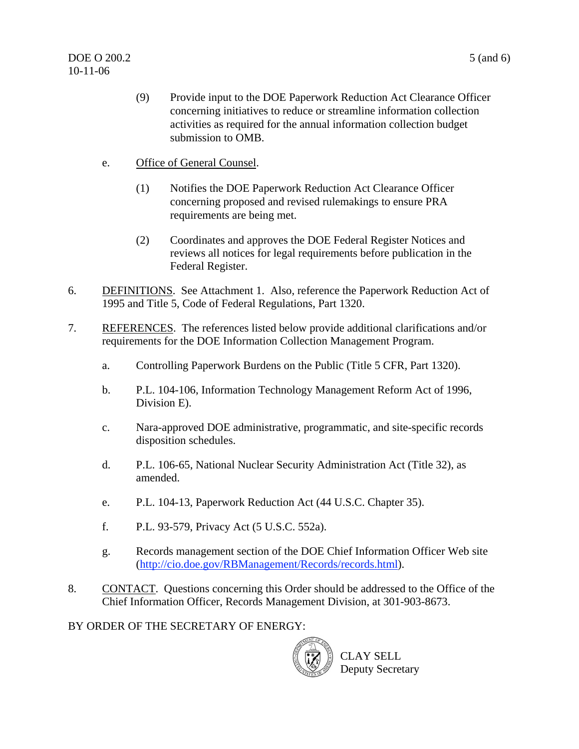(9) Provide input to the DOE Paperwork Reduction Act Clearance Officer concerning initiatives to reduce or streamline information collection activities as required for the annual information collection budget submission to OMB.

e. Office of General Counsel.

(1) Notifies the DOE Paperwork Reduction Act Clearance Officer concerning proposed and revised rulemakings to ensure PRA requirements are being met.

(2) Coordinates and approves the DOE Federal Register Notices and reviews all notices for legal requirements before publication in the Federal Register.

6. DEFINITIONS. See Attachment 1. Also, reference the Paperwork Reduction Act of 1995 and Title 5, Code of Federal Regulations, Part 1320.

7. REFERENCES. The references listed below provide additional clarifications and/or requirements for the DOE Information Collection Management Program.

a. Controlling Paperwork Burdens on the Public (Title 5 CFR, Part 1320).

b. P.L. 104-106, Information Technology Management Reform Act of 1996, Division E).

c. Nara-approved DOE administrative, programmatic, and site-specific records disposition schedules.

d. P.L. 106-65, National Nuclear Security Administration Act (Title 32), as amended.

e. P.L. 104-13, Paperwork Reduction Act (44 U.S.C. Chapter 35).

f. P.L. 93-579, Privacy Act (5 U.S.C. 552a).

g. Records management section of the DOE Chief Information Officer Web site (http://cio.doe.gov/RBManagement/Records/records.html).

8. CONTACT. Questions concerning this Order should be addressed to the Office of the Chief Information Officer, Records Management Division, at 301-903-8673.

BY ORDER OF THE SECRETARY OF ENERGY:

CLAY SELL
Deputy Secretary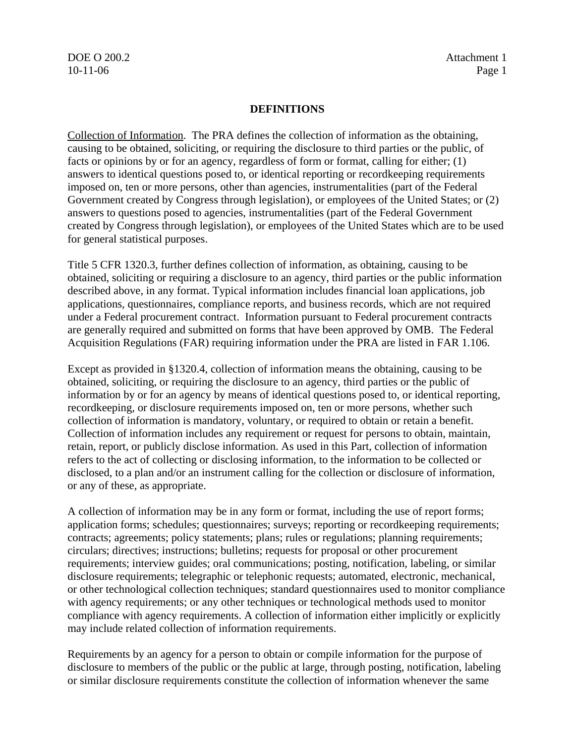## DEFINITIONS

Collection of Information. The PRA defines the collection of information as the obtaining, causing to be obtained, soliciting, or requiring the disclosure to third parties or the public, of facts or opinions by or for an agency, regardless of form or format, calling for either; (1) answers to identical questions posed to, or identical reporting or recordkeeping requirements imposed on, ten or more persons, other than agencies, instrumentalities (part of the Federal Government created by Congress through legislation), or employees of the United States; or (2) answers to questions posed to agencies, instrumentalities (part of the Federal Government created by Congress through legislation), or employees of the United States which are to be used for general statistical purposes.

Title 5 CFR 1320.3, further defines collection of information, as obtaining, causing to be obtained, soliciting or requiring a disclosure to an agency, third parties or the public information described above, in any format. Typical information includes financial loan applications, job applications, questionnaires, compliance reports, and business records, which are not required under a Federal procurement contract. Information pursuant to Federal procurement contracts are generally required and submitted on forms that have been approved by OMB. The Federal Acquisition Regulations (FAR) requiring information under the PRA are listed in FAR 1.106.

Except as provided in §1320.4, collection of information means the obtaining, causing to be obtained, soliciting, or requiring the disclosure to an agency, third parties or the public of information by or for an agency by means of identical questions posed to, or identical reporting, recordkeeping, or disclosure requirements imposed on, ten or more persons, whether such collection of information is mandatory, voluntary, or required to obtain or retain a benefit. Collection of information includes any requirement or request for persons to obtain, maintain, retain, report, or publicly disclose information. As used in this Part, collection of information refers to the act of collecting or disclosing information, to the information to be collected or disclosed, to a plan and/or an instrument calling for the collection or disclosure of information, or any of these, as appropriate.

A collection of information may be in any form or format, including the use of report forms; application forms; schedules; questionnaires; surveys; reporting or recordkeeping requirements; contracts; agreements; policy statements; plans; rules or regulations; planning requirements; circulars; directives; instructions; bulletins; requests for proposal or other procurement requirements; interview guides; oral communications; posting, notification, labeling, or similar disclosure requirements; telegraphic or telephonic requests; automated, electronic, mechanical, or other technological collection techniques; standard questionnaires used to monitor compliance with agency requirements; or any other techniques or technological methods used to monitor compliance with agency requirements. A collection of information either implicitly or explicitly may include related collection of information requirements.

Requirements by an agency for a person to obtain or compile information for the purpose of disclosure to members of the public or the public at large, through posting, notification, labeling or similar disclosure requirements constitute the collection of information whenever the same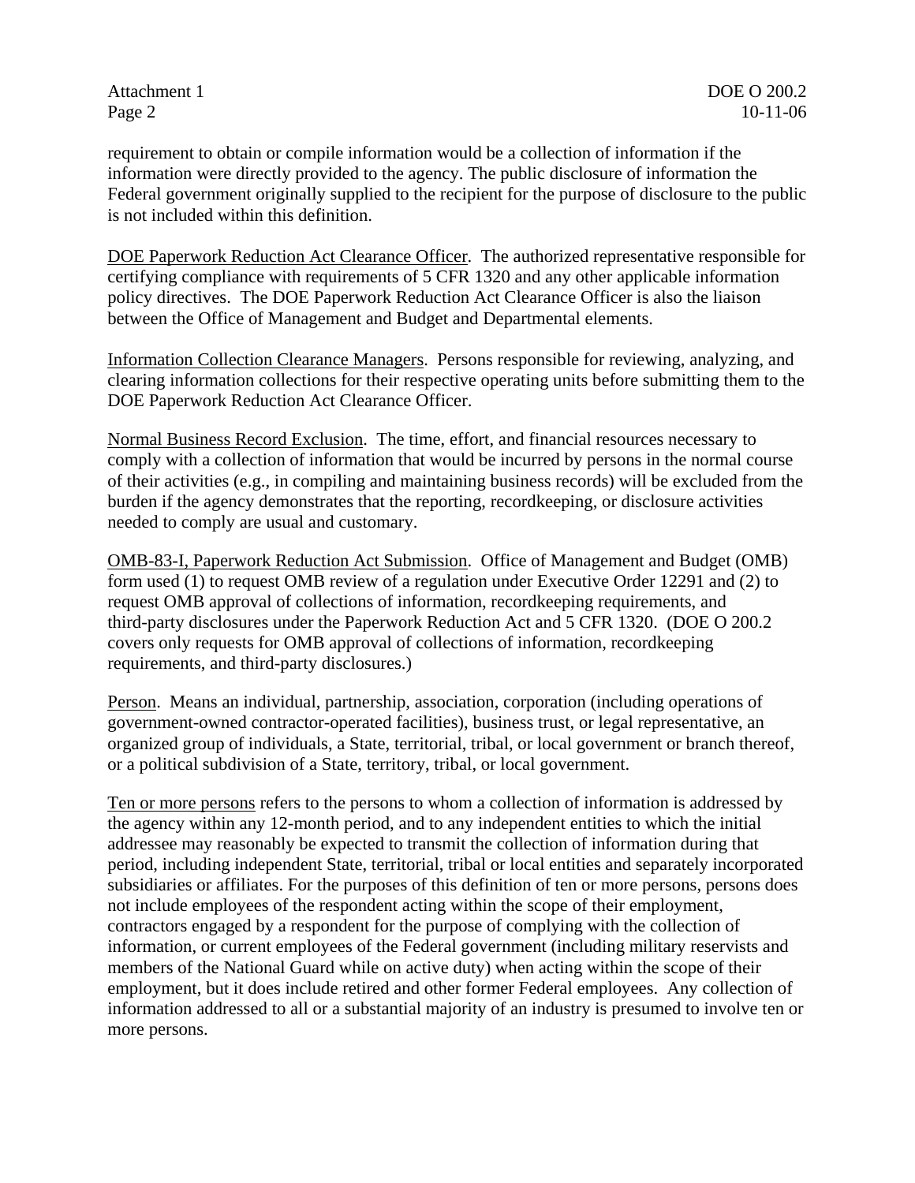requirement to obtain or compile information would be a collection of information if the information were directly provided to the agency. The public disclosure of information the Federal government originally supplied to the recipient for the purpose of disclosure to the public is not included within this definition.

<u>DOE Paperwork Reduction Act Clearance Officer</u>. The authorized representative responsible for certifying compliance with requirements of 5 CFR 1320 and any other applicable information policy directives. The DOE Paperwork Reduction Act Clearance Officer is also the liaison between the Office of Management and Budget and Departmental elements.

<u>Information Collection Clearance Managers</u>. Persons responsible for reviewing, analyzing, and clearing information collections for their respective operating units before submitting them to the DOE Paperwork Reduction Act Clearance Officer.

<u>Normal Business Record Exclusion</u>. The time, effort, and financial resources necessary to comply with a collection of information that would be incurred by persons in the normal course of their activities (e.g., in compiling and maintaining business records) will be excluded from the burden if the agency demonstrates that the reporting, recordkeeping, or disclosure activities needed to comply are usual and customary.

<u>OMB-83-I, Paperwork Reduction Act Submission</u>. Office of Management and Budget (OMB) form used (1) to request OMB review of a regulation under Executive Order 12291 and (2) to request OMB approval of collections of information, recordkeeping requirements, and third-party disclosures under the Paperwork Reduction Act and 5 CFR 1320. (DOE O 200.2 covers only requests for OMB approval of collections of information, recordkeeping requirements, and third-party disclosures.)

<u>Person</u>. Means an individual, partnership, association, corporation (including operations of government-owned contractor-operated facilities), business trust, or legal representative, an organized group of individuals, a State, territorial, tribal, or local government or branch thereof, or a political subdivision of a State, territory, tribal, or local government.

<u>Ten or more persons</u> refers to the persons to whom a collection of information is addressed by the agency within any 12-month period, and to any independent entities to which the initial addressee may reasonably be expected to transmit the collection of information during that period, including independent State, territorial, tribal or local entities and separately incorporated subsidiaries or affiliates. For the purposes of this definition of ten or more persons, persons does not include employees of the respondent acting within the scope of their employment, contractors engaged by a respondent for the purpose of complying with the collection of information, or current employees of the Federal government (including military reservists and members of the National Guard while on active duty) when acting within the scope of their employment, but it does include retired and other former Federal employees. Any collection of information addressed to all or a substantial majority of an industry is presumed to involve ten or more persons.